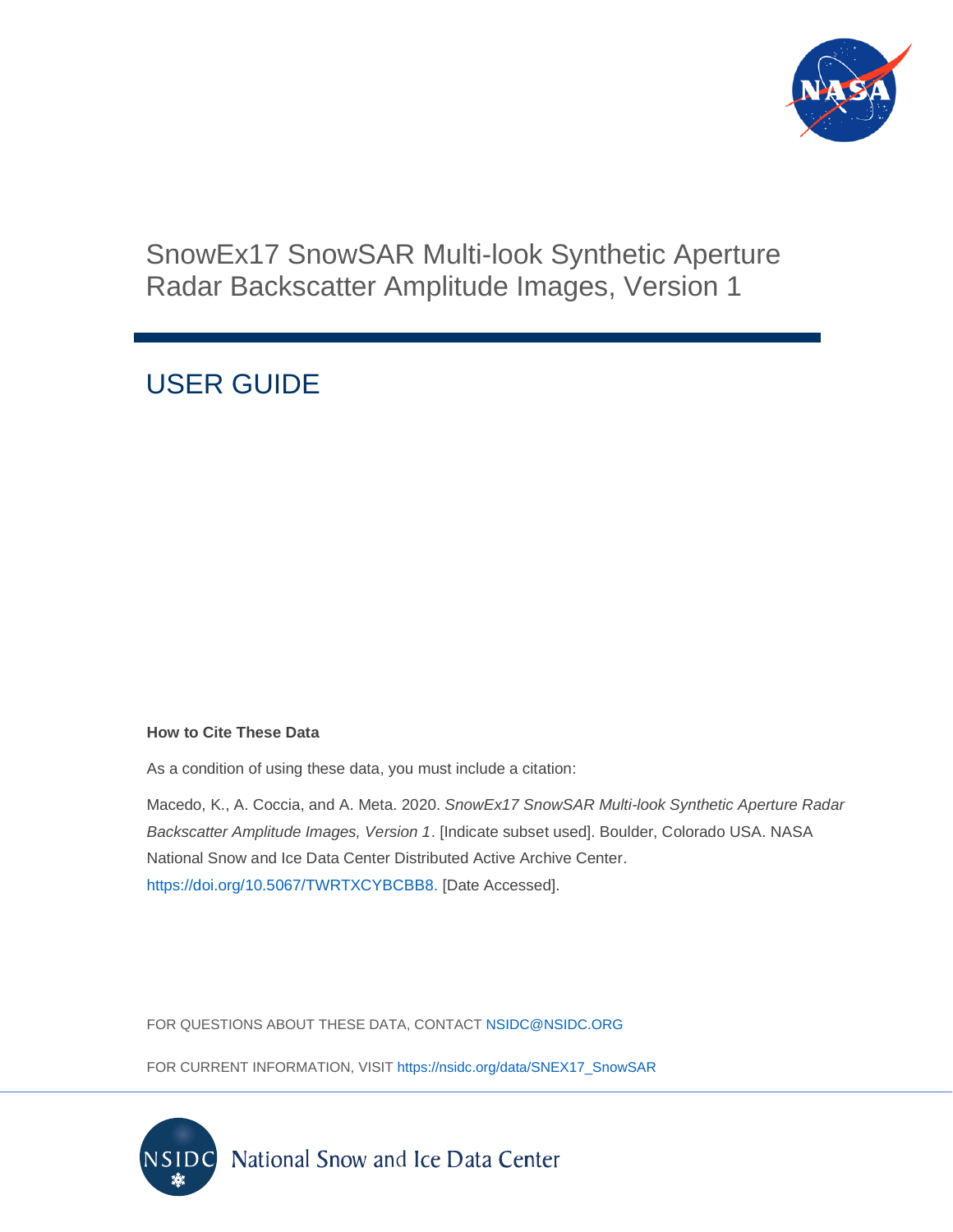# SnowEx17 SnowSAR Multi-look Synthetic Aperture Radar Backscatter Amplitude Images, Version 1

## USER GUIDE

**How to Cite These Data**

As a condition of using these data, you must include a citation:

Macedo, K., A. Coccia, and A. Meta. 2020. *SnowEx17 SnowSAR Multi-look Synthetic Aperture Radar Backscatter Amplitude Images, Version 1*. [Indicate subset used]. Boulder, Colorado USA. NASA National Snow and Ice Data Center Distributed Active Archive Center. https://doi.org/10.5067/TWRTXCYBCBB8. [Date Accessed].

FOR QUESTIONS ABOUT THESE DATA, CONTACT NSIDC@NSIDC.ORG

FOR CURRENT INFORMATION, VISIT https://nsidc.org/data/SNEX17_SnowSAR

National Snow and Ice Data Center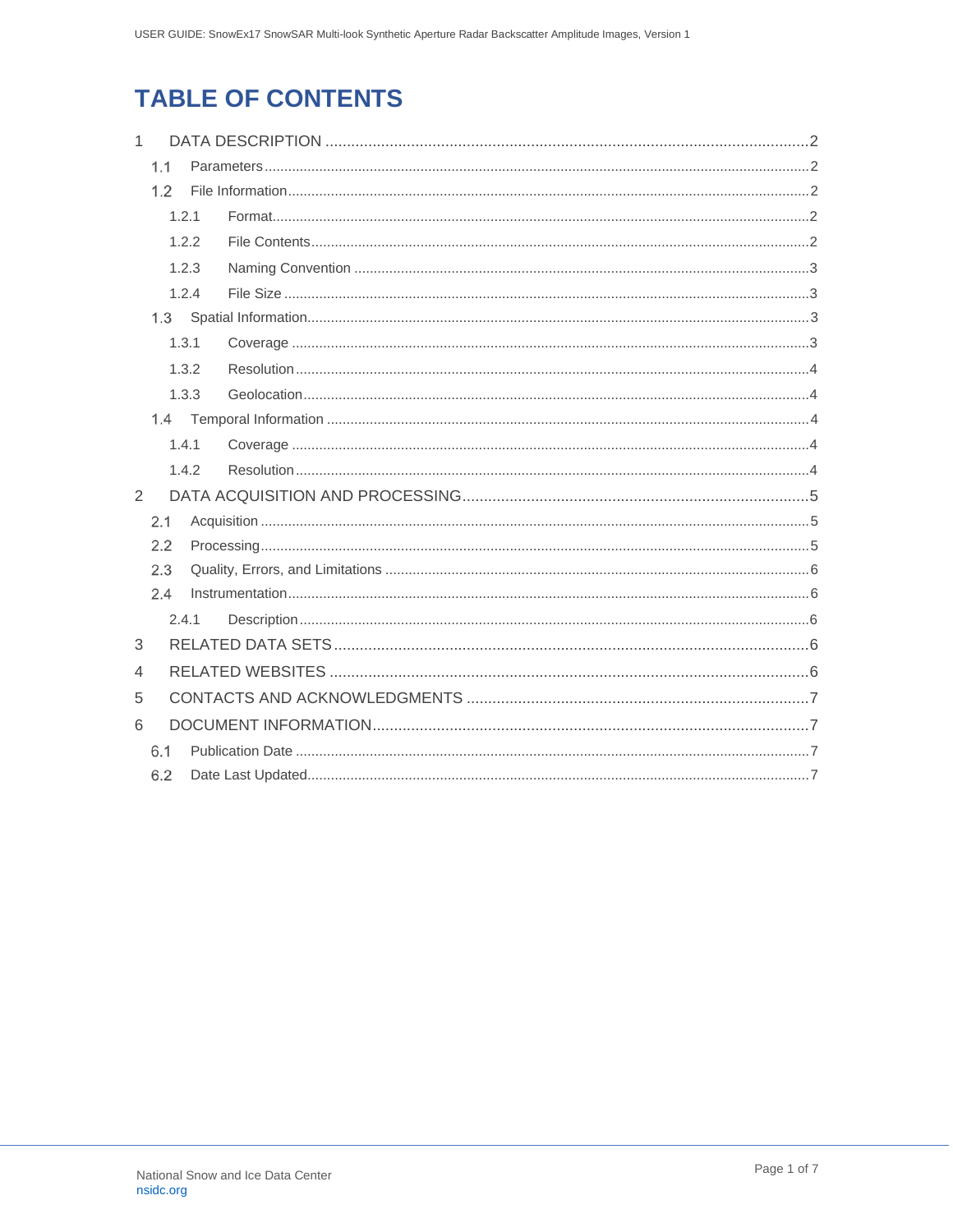# TABLE OF CONTENTS

1 DATA DESCRIPTION ........................................................ 2
- 1.1 Parameters ........................................................ 2
- 1.2 File Information ........................................................ 2
  - 1.2.1 Format ........................................................ 2
  - 1.2.2 File Contents ........................................................ 2
  - 1.2.3 Naming Convention ........................................................ 3
  - 1.2.4 File Size ........................................................ 3
- 1.3 Spatial Information ........................................................ 3
  - 1.3.1 Coverage ........................................................ 3
  - 1.3.2 Resolution ........................................................ 4
  - 1.3.3 Geolocation ........................................................ 4
- 1.4 Temporal Information ........................................................ 4
  - 1.4.1 Coverage ........................................................ 4
  - 1.4.2 Resolution ........................................................ 4

2 DATA ACQUISITION AND PROCESSING ........................................................ 5
- 2.1 Acquisition ........................................................ 5
- 2.2 Processing ........................................................ 5
- 2.3 Quality, Errors, and Limitations ........................................................ 6
- 2.4 Instrumentation ........................................................ 6
  - 2.4.1 Description ........................................................ 6

3 RELATED DATA SETS ........................................................ 6

4 RELATED WEBSITES ........................................................ 6

5 CONTACTS AND ACKNOWLEDGMENTS ........................................................ 7

6 DOCUMENT INFORMATION ........................................................ 7
- 6.1 Publication Date ........................................................ 7
- 6.2 Date Last Updated ........................................................ 7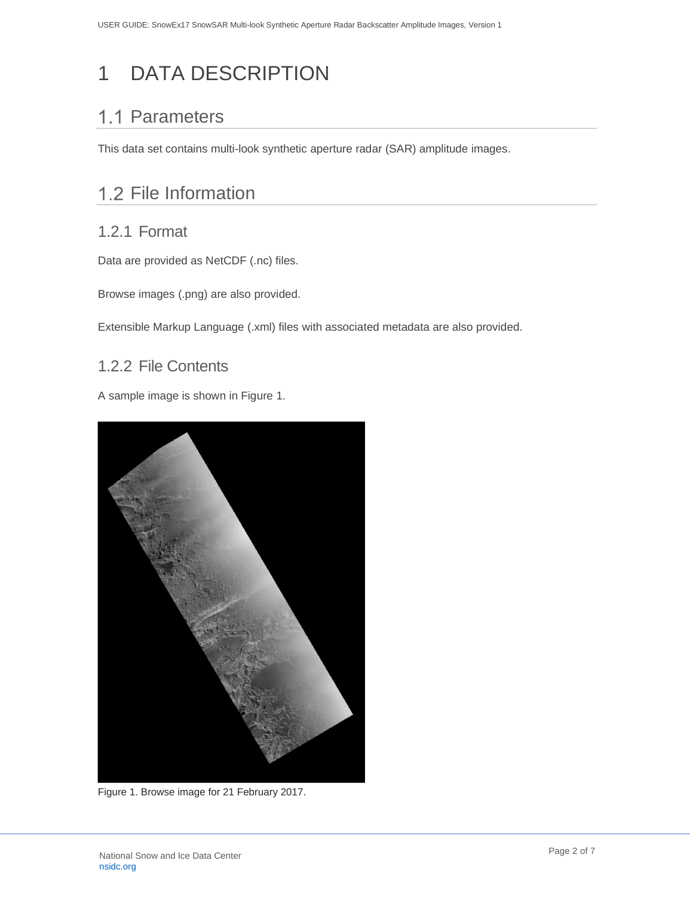# 1 DATA DESCRIPTION

## 1.1 Parameters

This data set contains multi-look synthetic aperture radar (SAR) amplitude images.

## 1.2 File Information

### 1.2.1 Format

Data are provided as NetCDF (.nc) files.

Browse images (.png) are also provided.

Extensible Markup Language (.xml) files with associated metadata are also provided.

### 1.2.2 File Contents

A sample image is shown in Figure 1.

Figure 1. Browse image for 21 February 2017.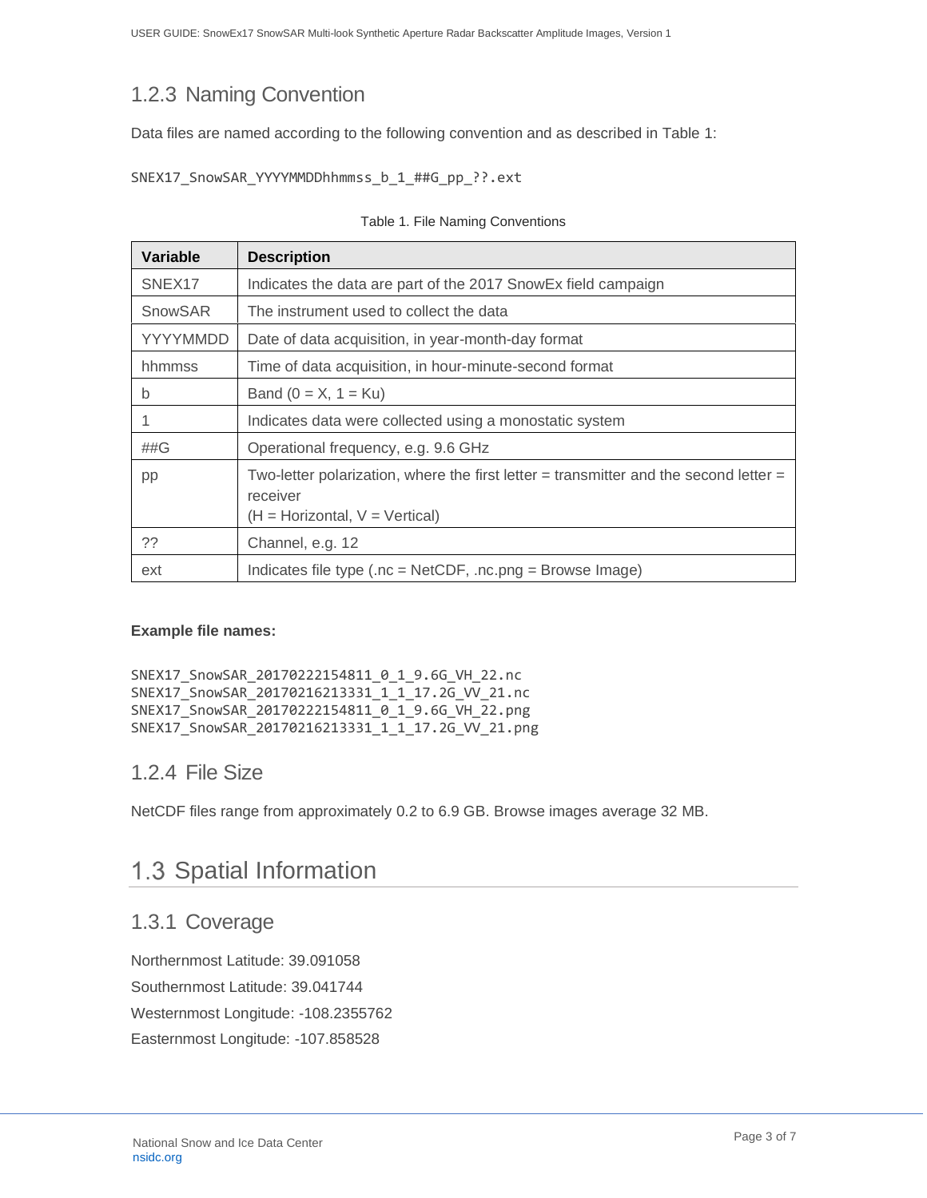### 1.2.3 Naming Convention

Data files are named according to the following convention and as described in Table 1:

```
SNEX17_SnowSAR_YYYYMMDDhhmmss_b_1_##G_pp_??.ext
```

Table 1. File Naming Conventions

| Variable | Description |
|---|---|
| SNEX17 | Indicates the data are part of the 2017 SnowEx field campaign |
| SnowSAR | The instrument used to collect the data |
| YYYYMMDD | Date of data acquisition, in year-month-day format |
| hhmmss | Time of data acquisition, in hour-minute-second format |
| b | Band (0 = X, 1 = Ku) |
| 1 | Indicates data were collected using a monostatic system |
| ##G | Operational frequency, e.g. 9.6 GHz |
| pp | Two-letter polarization, where the first letter = transmitter and the second letter = receiver<br>(H = Horizontal, V = Vertical) |
| ?? | Channel, e.g. 12 |
| ext | Indicates file type (.nc = NetCDF, .nc.png = Browse Image) |

**Example file names:**

```
SNEX17_SnowSAR_20170222154811_0_1_9.6G_VH_22.nc
SNEX17_SnowSAR_20170216213331_1_1_17.2G_VV_21.nc
SNEX17_SnowSAR_20170222154811_0_1_9.6G_VH_22.png
SNEX17_SnowSAR_20170216213331_1_1_17.2G_VV_21.png
```

### 1.2.4 File Size

NetCDF files range from approximately 0.2 to 6.9 GB. Browse images average 32 MB.

## 1.3 Spatial Information

### 1.3.1 Coverage

Northernmost Latitude: 39.091058

Southernmost Latitude: 39.041744

Westernmost Longitude: -108.2355762

Easternmost Longitude: -107.858528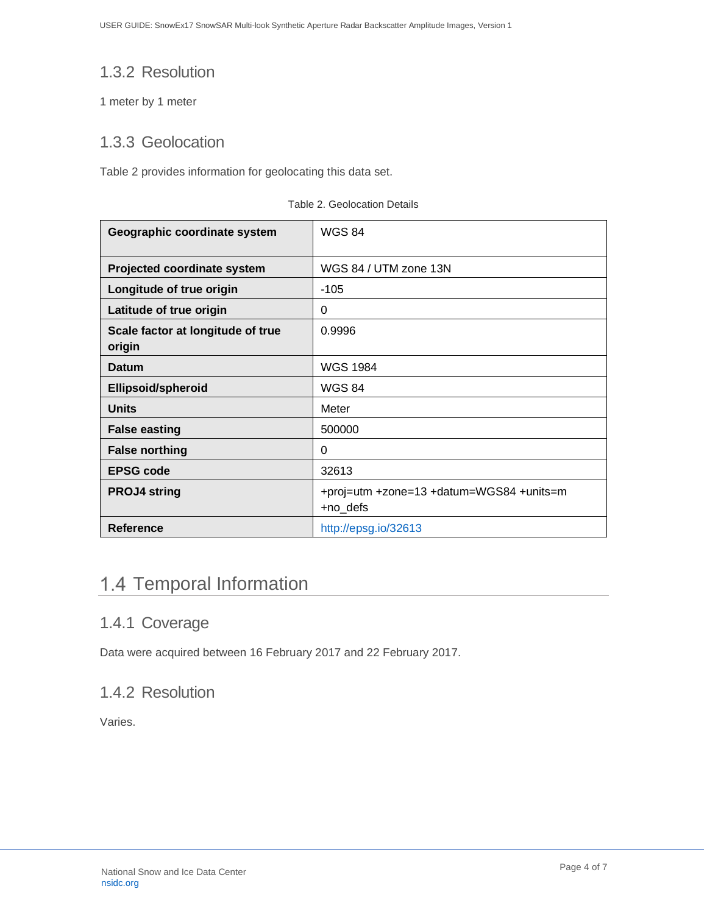### 1.3.2 Resolution

1 meter by 1 meter

### 1.3.3 Geolocation

Table 2 provides information for geolocating this data set.

Table 2. Geolocation Details

| | |
|---|---|
| **Geographic coordinate system** | WGS 84 |
| **Projected coordinate system** | WGS 84 / UTM zone 13N |
| **Longitude of true origin** | -105 |
| **Latitude of true origin** | 0 |
| **Scale factor at longitude of true origin** | 0.9996 |
| **Datum** | WGS 1984 |
| **Ellipsoid/spheroid** | WGS 84 |
| **Units** | Meter |
| **False easting** | 500000 |
| **False northing** | 0 |
| **EPSG code** | 32613 |
| **PROJ4 string** | +proj=utm +zone=13 +datum=WGS84 +units=m +no_defs |
| **Reference** | http://epsg.io/32613 |

## 1.4 Temporal Information

### 1.4.1 Coverage

Data were acquired between 16 February 2017 and 22 February 2017.

### 1.4.2 Resolution

Varies.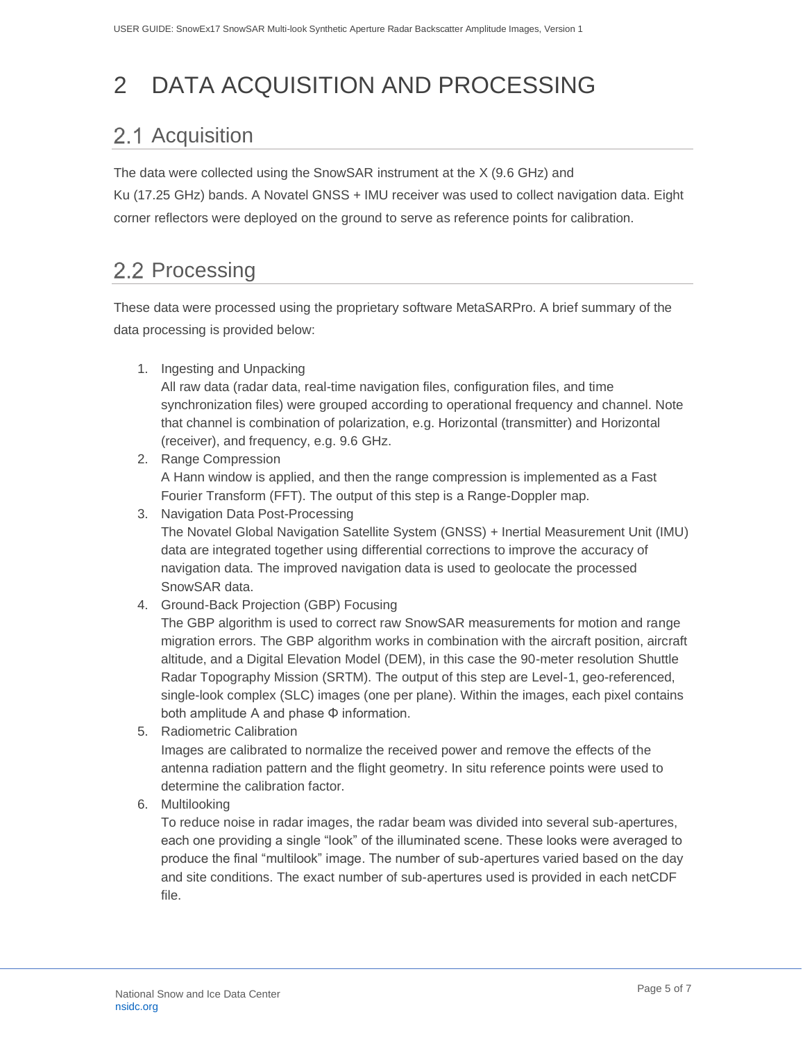# 2 DATA ACQUISITION AND PROCESSING

## 2.1 Acquisition

The data were collected using the SnowSAR instrument at the X (9.6 GHz) and Ku (17.25 GHz) bands. A Novatel GNSS + IMU receiver was used to collect navigation data. Eight corner reflectors were deployed on the ground to serve as reference points for calibration.

## 2.2 Processing

These data were processed using the proprietary software MetaSARPro. A brief summary of the data processing is provided below:

1. Ingesting and Unpacking
   All raw data (radar data, real-time navigation files, configuration files, and time synchronization files) were grouped according to operational frequency and channel. Note that channel is combination of polarization, e.g. Horizontal (transmitter) and Horizontal (receiver), and frequency, e.g. 9.6 GHz.
2. Range Compression
   A Hann window is applied, and then the range compression is implemented as a Fast Fourier Transform (FFT). The output of this step is a Range-Doppler map.
3. Navigation Data Post-Processing
   The Novatel Global Navigation Satellite System (GNSS) + Inertial Measurement Unit (IMU) data are integrated together using differential corrections to improve the accuracy of navigation data. The improved navigation data is used to geolocate the processed SnowSAR data.
4. Ground-Back Projection (GBP) Focusing
   The GBP algorithm is used to correct raw SnowSAR measurements for motion and range migration errors. The GBP algorithm works in combination with the aircraft position, aircraft altitude, and a Digital Elevation Model (DEM), in this case the 90-meter resolution Shuttle Radar Topography Mission (SRTM). The output of this step are Level-1, geo-referenced, single-look complex (SLC) images (one per plane). Within the images, each pixel contains both amplitude A and phase Φ information.
5. Radiometric Calibration
   Images are calibrated to normalize the received power and remove the effects of the antenna radiation pattern and the flight geometry. In situ reference points were used to determine the calibration factor.
6. Multilooking
   To reduce noise in radar images, the radar beam was divided into several sub-apertures, each one providing a single "look" of the illuminated scene. These looks were averaged to produce the final "multilook" image. The number of sub-apertures varied based on the day and site conditions. The exact number of sub-apertures used is provided in each netCDF file.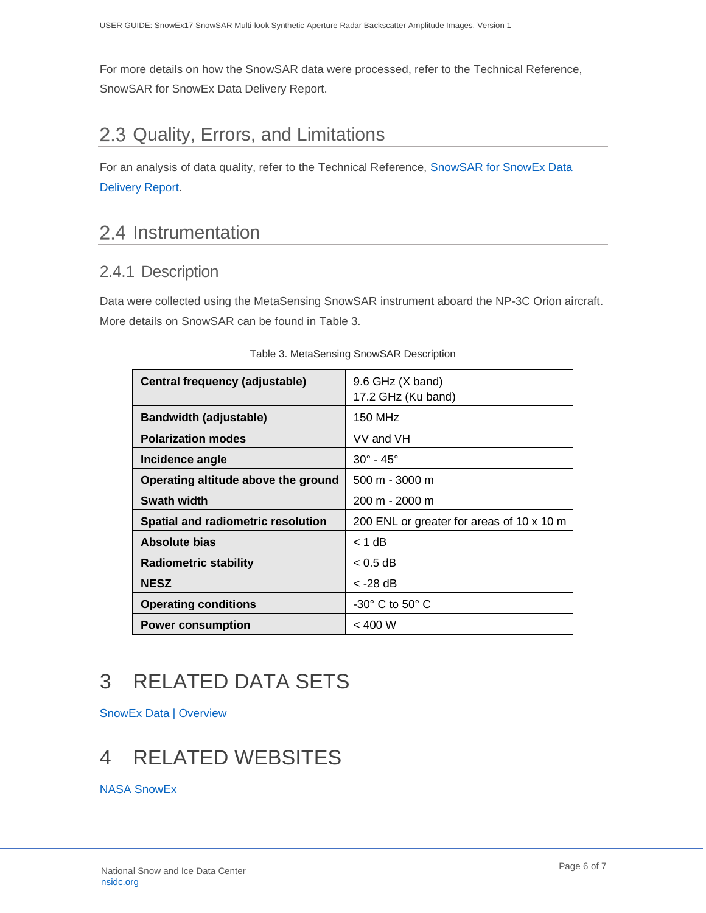For more details on how the SnowSAR data were processed, refer to the Technical Reference, SnowSAR for SnowEx Data Delivery Report.

## 2.3 Quality, Errors, and Limitations

For an analysis of data quality, refer to the Technical Reference, SnowSAR for SnowEx Data Delivery Report.

## 2.4 Instrumentation

### 2.4.1 Description

Data were collected using the MetaSensing SnowSAR instrument aboard the NP-3C Orion aircraft. More details on SnowSAR can be found in Table 3.

Table 3. MetaSensing SnowSAR Description

| | |
|---|---|
| **Central frequency (adjustable)** | 9.6 GHz (X band)<br>17.2 GHz (Ku band) |
| **Bandwidth (adjustable)** | 150 MHz |
| **Polarization modes** | VV and VH |
| **Incidence angle** | 30° - 45° |
| **Operating altitude above the ground** | 500 m - 3000 m |
| **Swath width** | 200 m - 2000 m |
| **Spatial and radiometric resolution** | 200 ENL or greater for areas of 10 x 10 m |
| **Absolute bias** | < 1 dB |
| **Radiometric stability** | < 0.5 dB |
| **NESZ** | < -28 dB |
| **Operating conditions** | -30° C to 50° C |
| **Power consumption** | < 400 W |

# 3 RELATED DATA SETS

SnowEx Data | Overview

# 4 RELATED WEBSITES

NASA SnowEx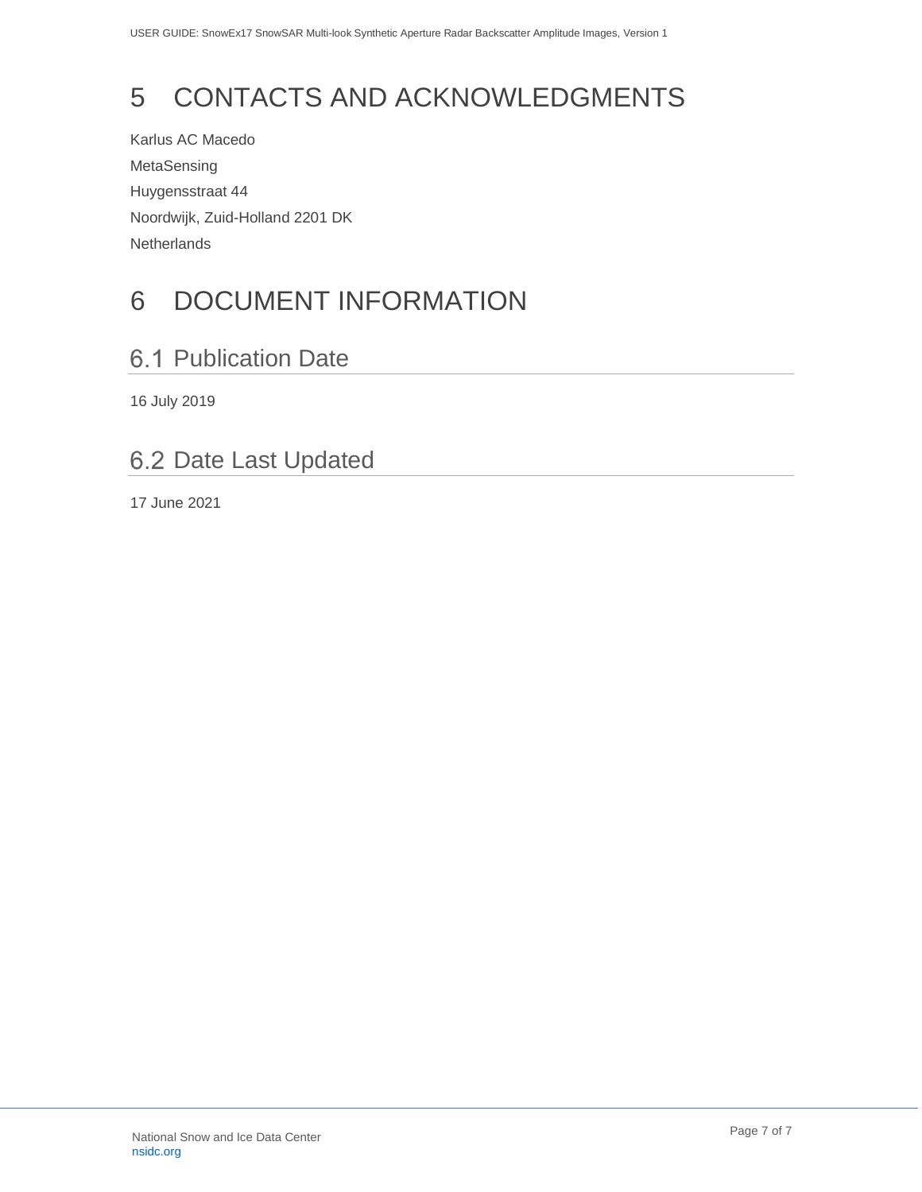# 5 CONTACTS AND ACKNOWLEDGMENTS

Karlus AC Macedo
MetaSensing
Huygensstraat 44
Noordwijk, Zuid-Holland 2201 DK
Netherlands

# 6 DOCUMENT INFORMATION

## 6.1 Publication Date

16 July 2019

## 6.2 Date Last Updated

17 June 2021